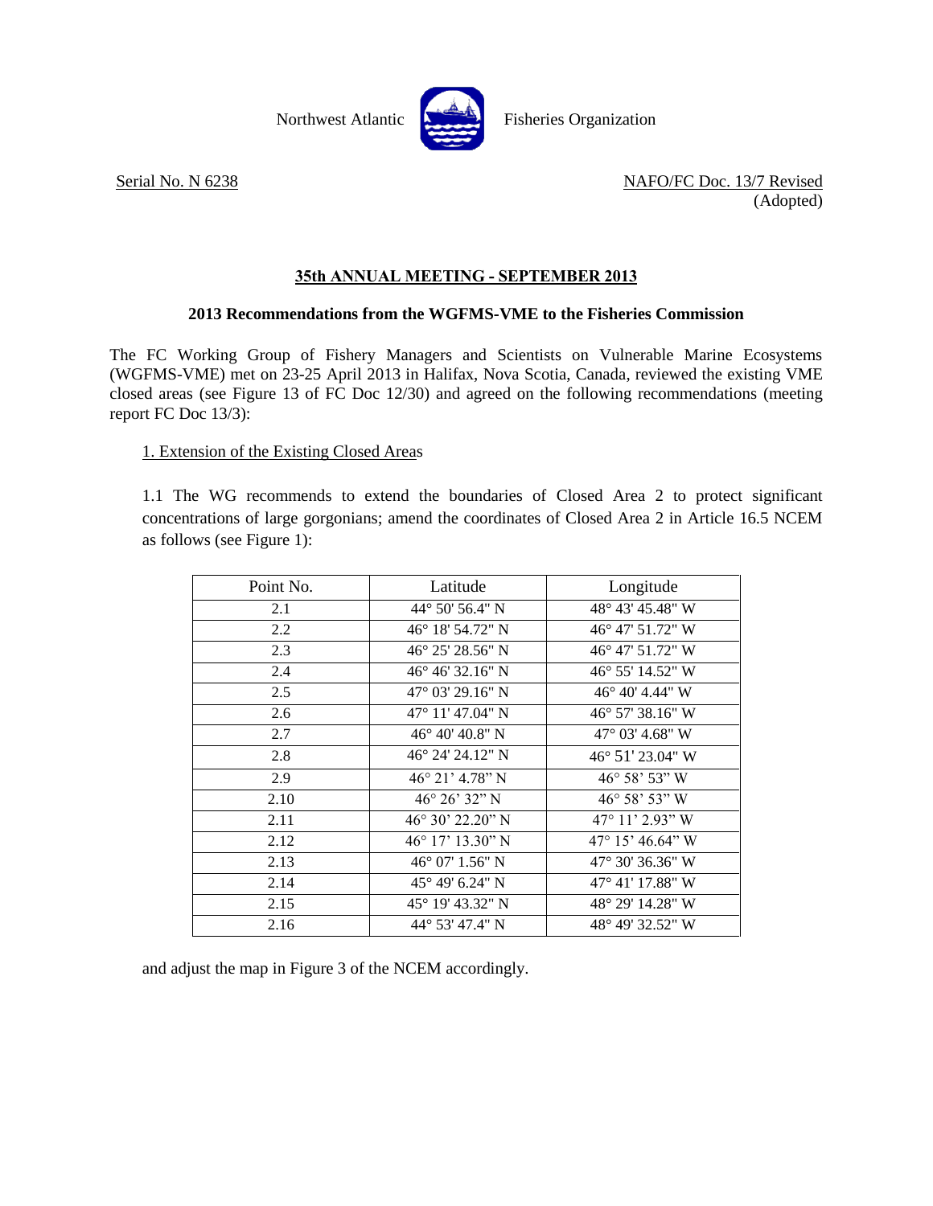Northwest Atlantic Fisheries Organization

Serial No. N 6238

NAFO/FC Doc. 13/7 Revised
(Adopted)

## 35th ANNUAL MEETING - SEPTEMBER 2013

### 2013 Recommendations from the WGFMS-VME to the Fisheries Commission

The FC Working Group of Fishery Managers and Scientists on Vulnerable Marine Ecosystems (WGFMS-VME) met on 23-25 April 2013 in Halifax, Nova Scotia, Canada, reviewed the existing VME closed areas (see Figure 13 of FC Doc 12/30) and agreed on the following recommendations (meeting report FC Doc 13/3):

1. Extension of the Existing Closed Areas

1.1 The WG recommends to extend the boundaries of Closed Area 2 to protect significant concentrations of large gorgonians; amend the coordinates of Closed Area 2 in Article 16.5 NCEM as follows (see Figure 1):

| Point No. | Latitude | Longitude |
|---|---|---|
| 2.1 | 44° 50' 56.4" N | 48° 43' 45.48" W |
| 2.2 | 46° 18' 54.72" N | 46° 47' 51.72" W |
| 2.3 | 46° 25' 28.56" N | 46° 47' 51.72" W |
| 2.4 | 46° 46' 32.16" N | 46° 55' 14.52" W |
| 2.5 | 47° 03' 29.16" N | 46° 40' 4.44" W |
| 2.6 | 47° 11' 47.04" N | 46° 57' 38.16" W |
| 2.7 | 46° 40' 40.8" N | 47° 03' 4.68" W |
| 2.8 | 46° 24' 24.12" N | 46° 51' 23.04" W |
| 2.9 | 46° 21' 4.78" N | 46° 58' 53" W |
| 2.10 | 46° 26' 32" N | 46° 58' 53" W |
| 2.11 | 46° 30' 22.20" N | 47° 11' 2.93" W |
| 2.12 | 46° 17' 13.30" N | 47° 15' 46.64" W |
| 2.13 | 46° 07' 1.56" N | 47° 30' 36.36" W |
| 2.14 | 45° 49' 6.24" N | 47° 41' 17.88" W |
| 2.15 | 45° 19' 43.32" N | 48° 29' 14.28" W |
| 2.16 | 44° 53' 47.4" N | 48° 49' 32.52" W |

and adjust the map in Figure 3 of the NCEM accordingly.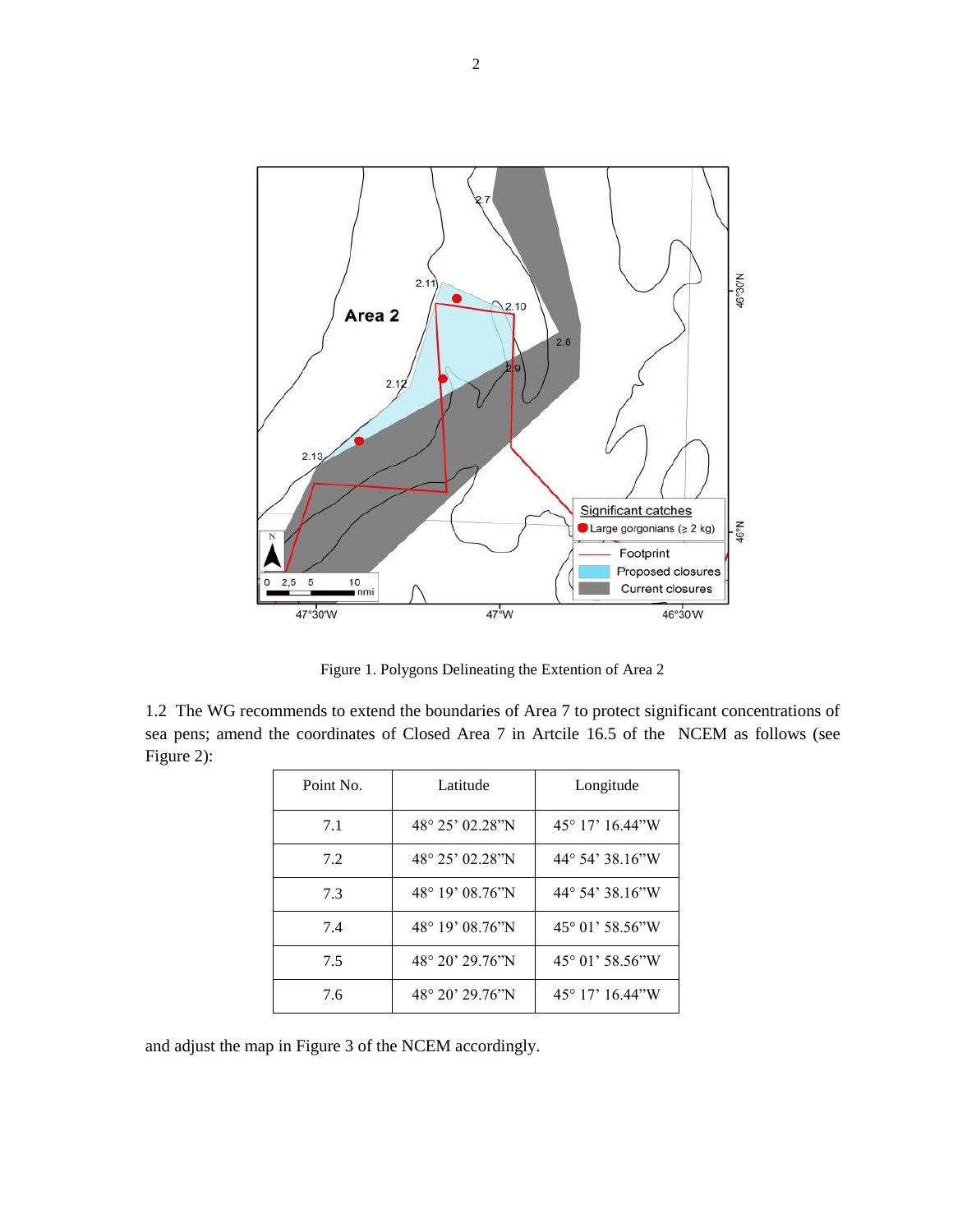Figure 1. Polygons Delineating the Extention of Area 2

1.2 The WG recommends to extend the boundaries of Area 7 to protect significant concentrations of sea pens; amend the coordinates of Closed Area 7 in Artcile 16.5 of the NCEM as follows (see Figure 2):

| Point No. | Latitude | Longitude |
|---|---|---|
| 7.1 | 48° 25' 02.28"N | 45° 17' 16.44"W |
| 7.2 | 48° 25' 02.28"N | 44° 54' 38.16"W |
| 7.3 | 48° 19' 08.76"N | 44° 54' 38.16"W |
| 7.4 | 48° 19' 08.76"N | 45° 01' 58.56"W |
| 7.5 | 48° 20' 29.76"N | 45° 01' 58.56"W |
| 7.6 | 48° 20' 29.76"N | 45° 17' 16.44"W |

and adjust the map in Figure 3 of the NCEM accordingly.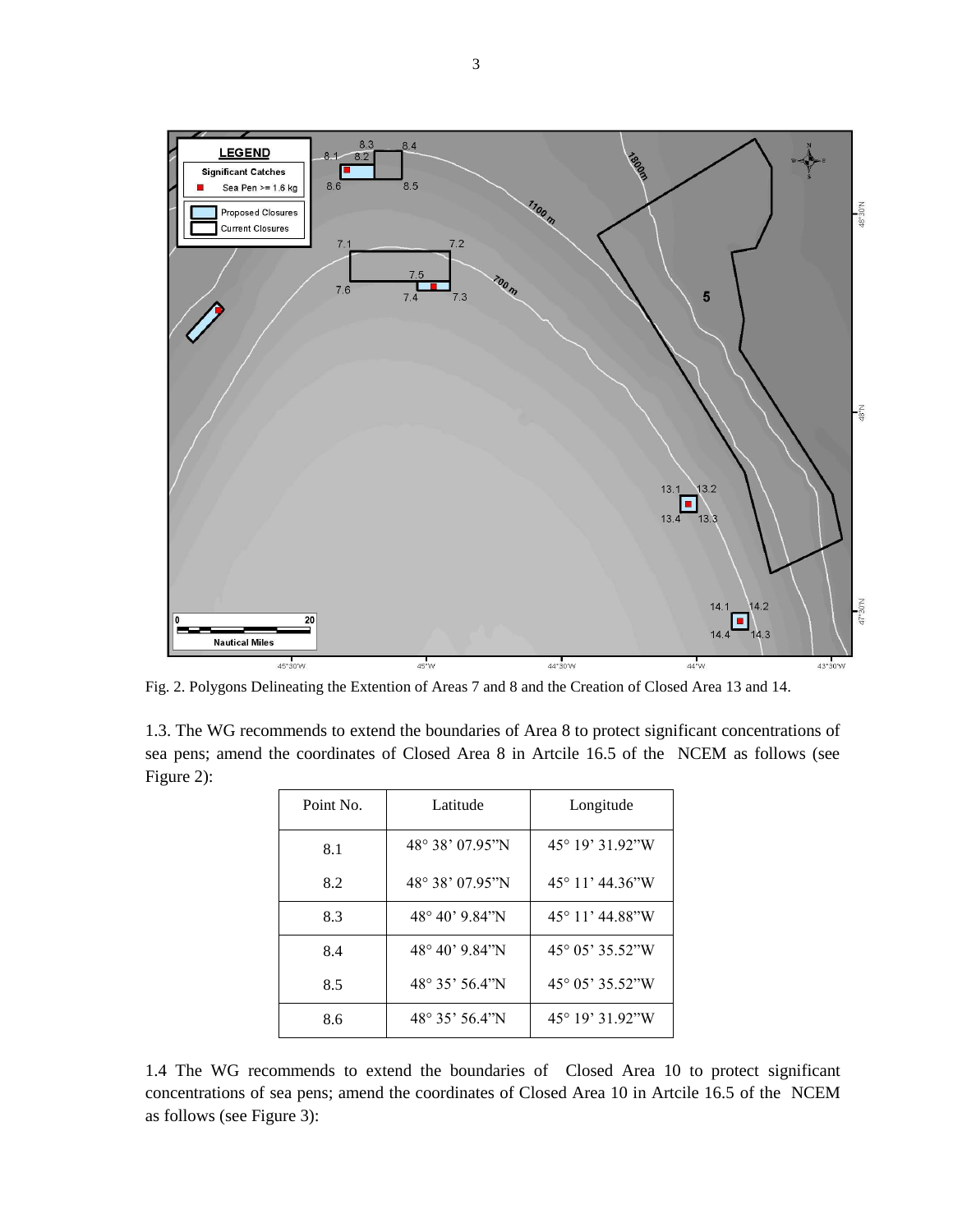Fig. 2. Polygons Delineating the Extention of Areas 7 and 8 and the Creation of Closed Area 13 and 14.

1.3. The WG recommends to extend the boundaries of Area 8 to protect significant concentrations of sea pens; amend the coordinates of Closed Area 8 in Artcile 16.5 of the NCEM as follows (see Figure 2):

| Point No. | Latitude | Longitude |
|---|---|---|
| 8.1 | 48° 38' 07.95"N | 45° 19' 31.92"W |
| 8.2 | 48° 38' 07.95"N | 45° 11' 44.36"W |
| 8.3 | 48° 40' 9.84"N | 45° 11' 44.88"W |
| 8.4 | 48° 40' 9.84"N | 45° 05' 35.52"W |
| 8.5 | 48° 35' 56.4"N | 45° 05' 35.52"W |
| 8.6 | 48° 35' 56.4"N | 45° 19' 31.92"W |

1.4 The WG recommends to extend the boundaries of Closed Area 10 to protect significant concentrations of sea pens; amend the coordinates of Closed Area 10 in Artcile 16.5 of the NCEM as follows (see Figure 3):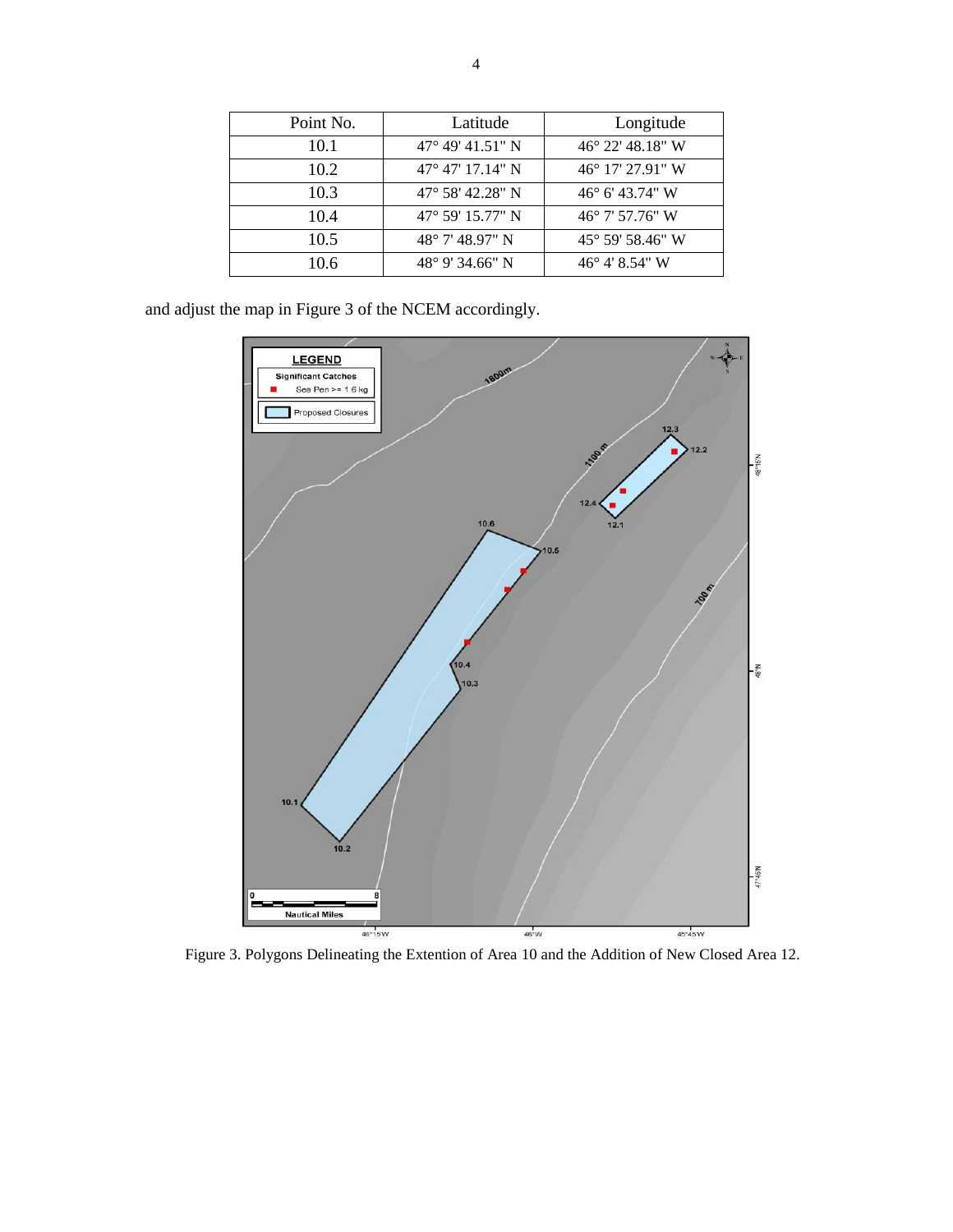| Point No. | Latitude | Longitude |
|---|---|---|
| 10.1 | 47° 49' 41.51" N | 46° 22' 48.18" W |
| 10.2 | 47° 47' 17.14" N | 46° 17' 27.91" W |
| 10.3 | 47° 58' 42.28" N | 46° 6' 43.74" W |
| 10.4 | 47° 59' 15.77" N | 46° 7' 57.76" W |
| 10.5 | 48° 7' 48.97" N | 45° 59' 58.46" W |
| 10.6 | 48° 9' 34.66" N | 46° 4' 8.54" W |

and adjust the map in Figure 3 of the NCEM accordingly.

Figure 3. Polygons Delineating the Extention of Area 10 and the Addition of New Closed Area 12.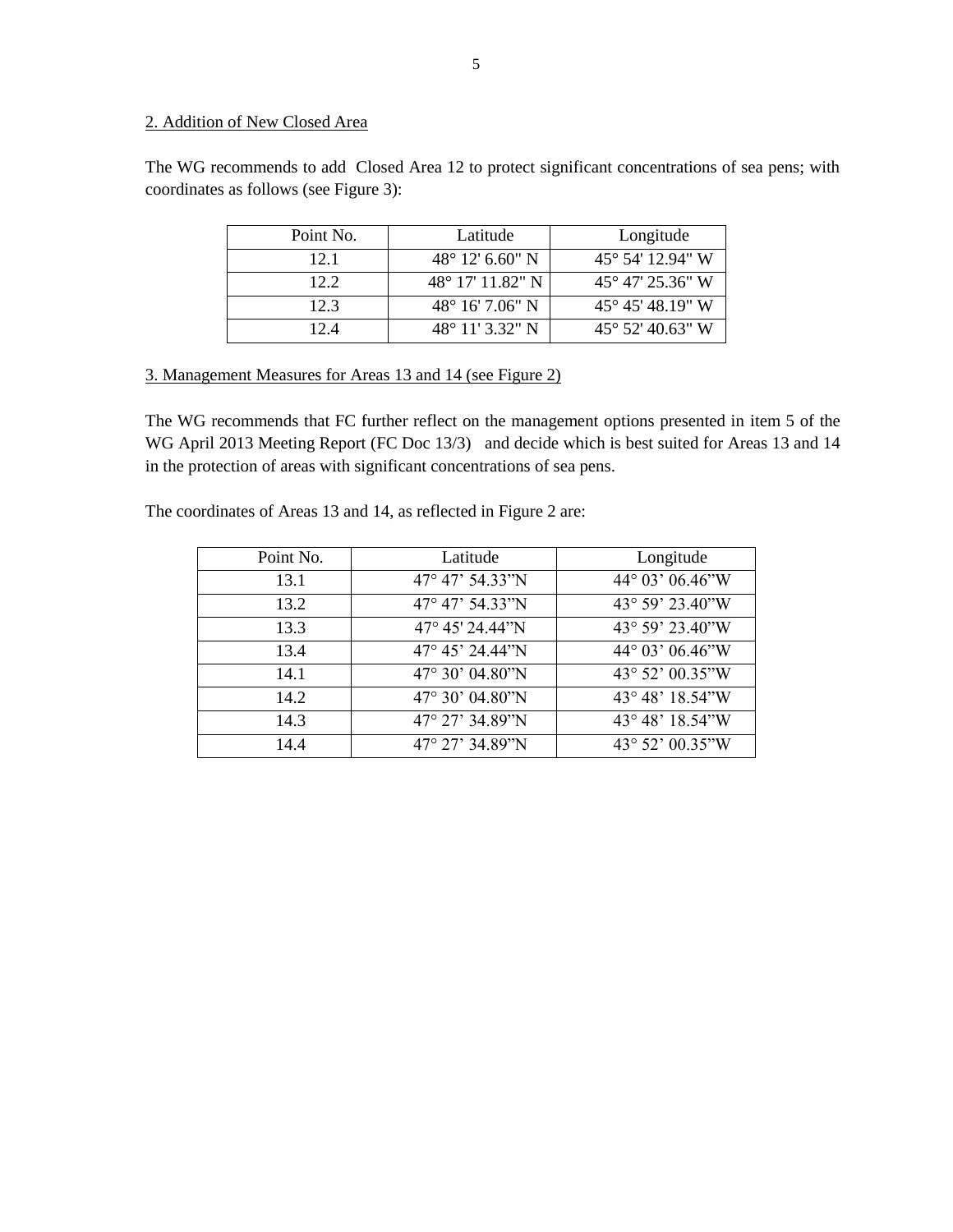2. Addition of New Closed Area

The WG recommends to add Closed Area 12 to protect significant concentrations of sea pens; with coordinates as follows (see Figure 3):

| Point No. | Latitude | Longitude |
| --- | --- | --- |
| 12.1 | 48° 12' 6.60" N | 45° 54' 12.94" W |
| 12.2 | 48° 17' 11.82" N | 45° 47' 25.36" W |
| 12.3 | 48° 16' 7.06" N | 45° 45' 48.19" W |
| 12.4 | 48° 11' 3.32" N | 45° 52' 40.63" W |

3. Management Measures for Areas 13 and 14 (see Figure 2)

The WG recommends that FC further reflect on the management options presented in item 5 of the WG April 2013 Meeting Report (FC Doc 13/3) and decide which is best suited for Areas 13 and 14 in the protection of areas with significant concentrations of sea pens.

The coordinates of Areas 13 and 14, as reflected in Figure 2 are:

| Point No. | Latitude | Longitude |
| --- | --- | --- |
| 13.1 | 47° 47' 54.33"N | 44° 03' 06.46"W |
| 13.2 | 47° 47' 54.33"N | 43° 59' 23.40"W |
| 13.3 | 47° 45' 24.44"N | 43° 59' 23.40"W |
| 13.4 | 47° 45' 24.44"N | 44° 03' 06.46"W |
| 14.1 | 47° 30' 04.80"N | 43° 52' 00.35"W |
| 14.2 | 47° 30' 04.80"N | 43° 48' 18.54"W |
| 14.3 | 47° 27' 34.89"N | 43° 48' 18.54"W |
| 14.4 | 47° 27' 34.89"N | 43° 52' 00.35"W |